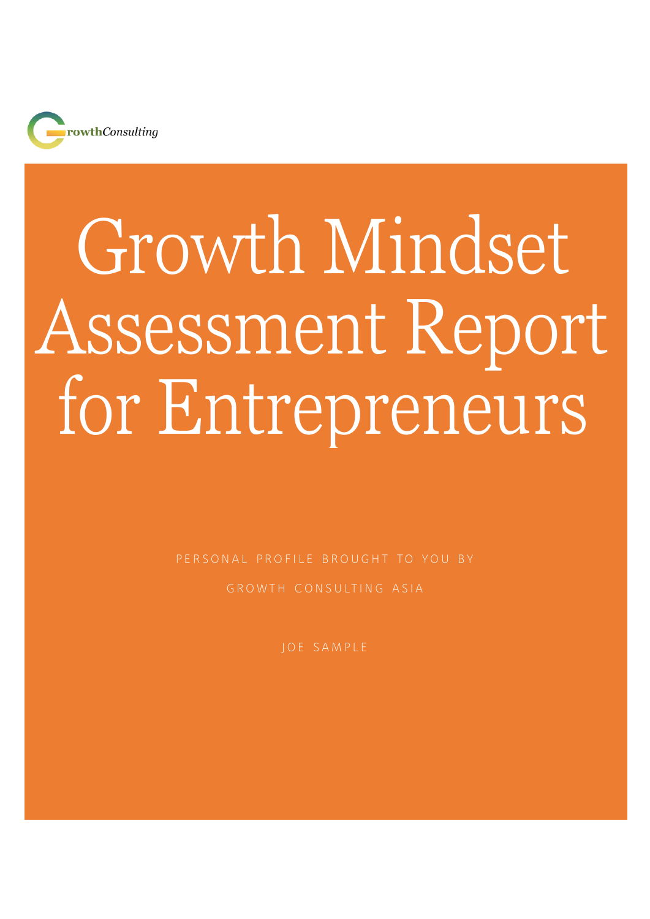GrowthConsulting

# Growth Mindset Assessment Report for Entrepreneurs

PERSONAL PROFILE BROUGHT TO YOU BY

GROWTH CONSULTING ASIA

JOE SAMPLE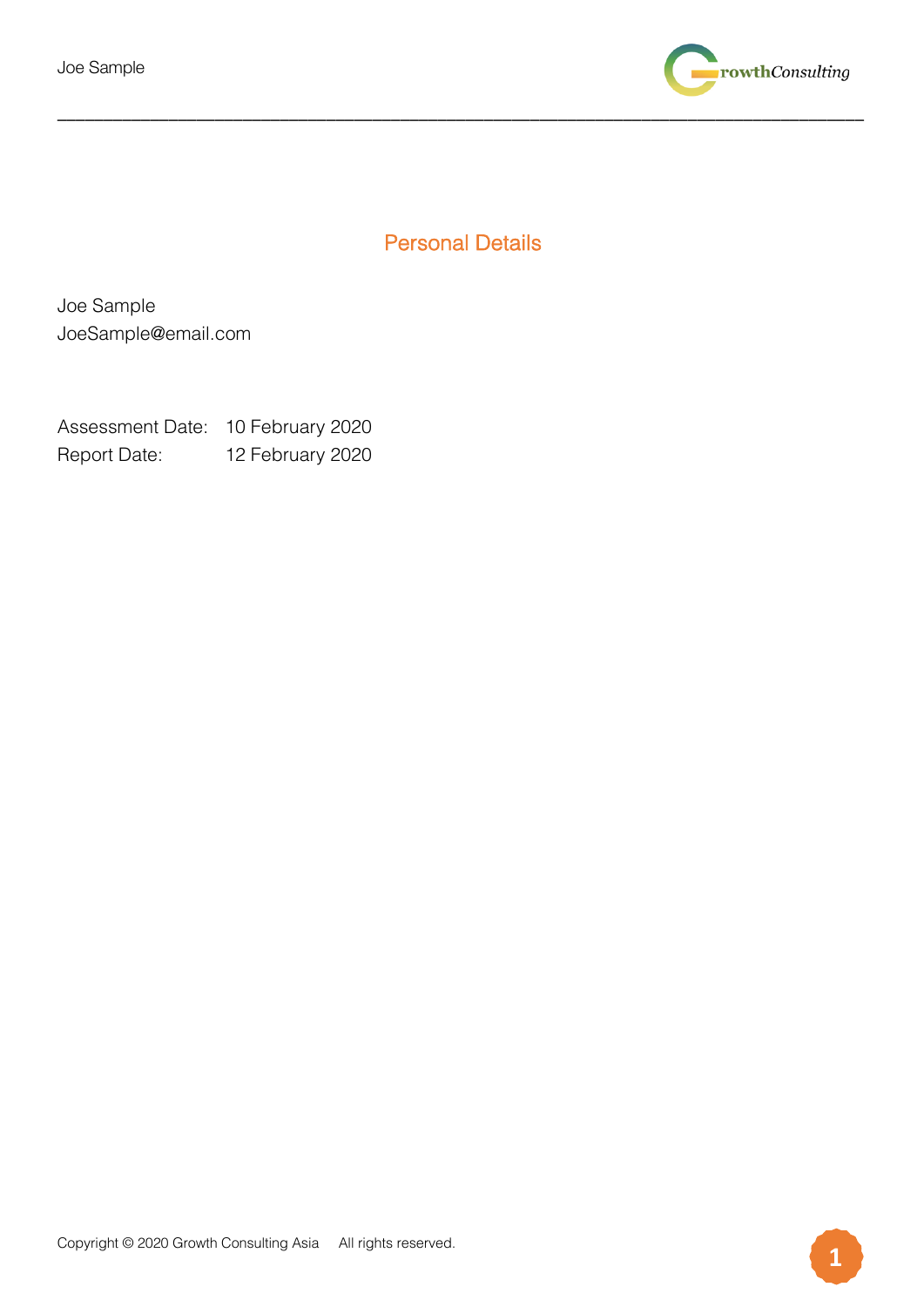## Personal Details

Joe Sample
JoeSample@email.com

Assessment Date: 10 February 2020
Report Date: 12 February 2020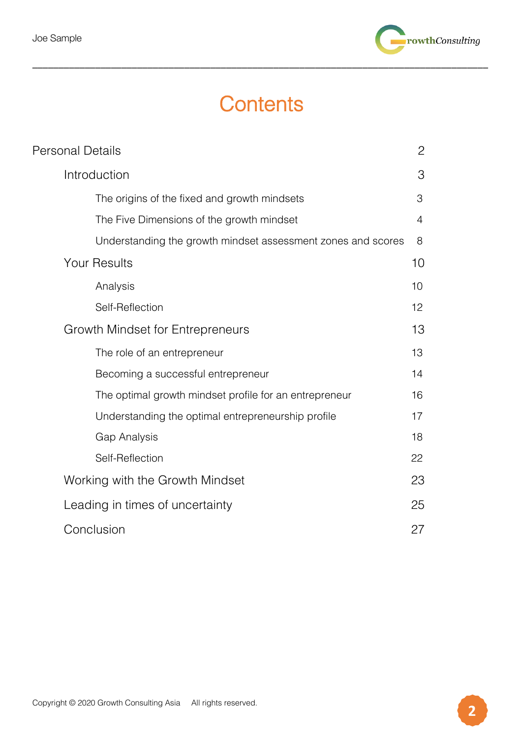# Contents

| | |
|---|---|
| Personal Details | 2 |
| Introduction | 3 |
| The origins of the fixed and growth mindsets | 3 |
| The Five Dimensions of the growth mindset | 4 |
| Understanding the growth mindset assessment zones and scores | 8 |
| Your Results | 10 |
| Analysis | 10 |
| Self-Reflection | 12 |
| Growth Mindset for Entrepreneurs | 13 |
| The role of an entrepreneur | 13 |
| Becoming a successful entrepreneur | 14 |
| The optimal growth mindset profile for an entrepreneur | 16 |
| Understanding the optimal entrepreneurship profile | 17 |
| Gap Analysis | 18 |
| Self-Reflection | 22 |
| Working with the Growth Mindset | 23 |
| Leading in times of uncertainty | 25 |
| Conclusion | 27 |

Copyright © 2020 Growth Consulting Asia All rights reserved.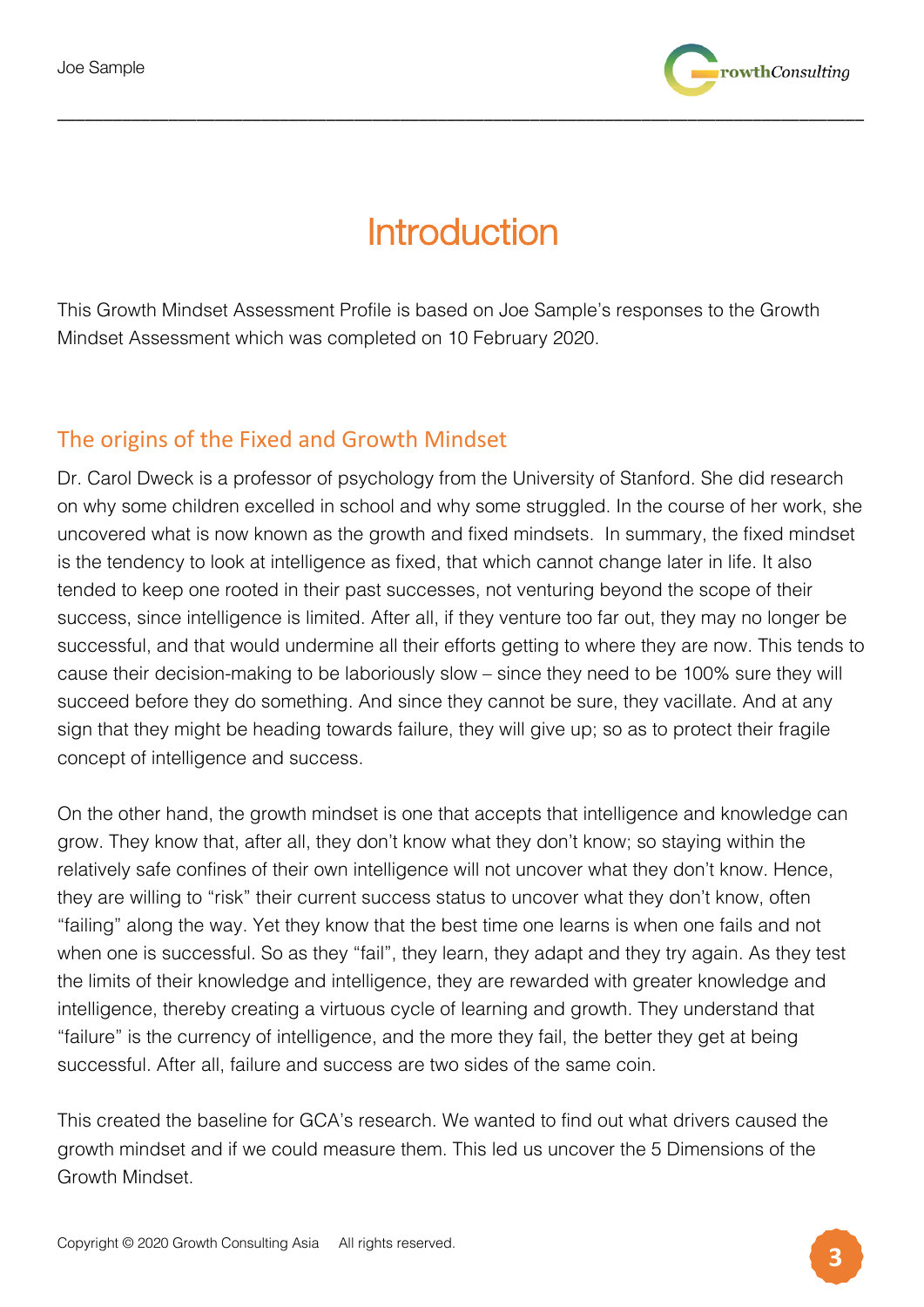# Introduction

This Growth Mindset Assessment Profile is based on Joe Sample's responses to the Growth Mindset Assessment which was completed on 10 February 2020.

## The origins of the Fixed and Growth Mindset

Dr. Carol Dweck is a professor of psychology from the University of Stanford. She did research on why some children excelled in school and why some struggled. In the course of her work, she uncovered what is now known as the growth and fixed mindsets. In summary, the fixed mindset is the tendency to look at intelligence as fixed, that which cannot change later in life. It also tended to keep one rooted in their past successes, not venturing beyond the scope of their success, since intelligence is limited. After all, if they venture too far out, they may no longer be successful, and that would undermine all their efforts getting to where they are now. This tends to cause their decision-making to be laboriously slow – since they need to be 100% sure they will succeed before they do something. And since they cannot be sure, they vacillate. And at any sign that they might be heading towards failure, they will give up; so as to protect their fragile concept of intelligence and success.

On the other hand, the growth mindset is one that accepts that intelligence and knowledge can grow. They know that, after all, they don't know what they don't know; so staying within the relatively safe confines of their own intelligence will not uncover what they don't know. Hence, they are willing to "risk" their current success status to uncover what they don't know, often "failing" along the way. Yet they know that the best time one learns is when one fails and not when one is successful. So as they "fail", they learn, they adapt and they try again. As they test the limits of their knowledge and intelligence, they are rewarded with greater knowledge and intelligence, thereby creating a virtuous cycle of learning and growth. They understand that "failure" is the currency of intelligence, and the more they fail, the better they get at being successful. After all, failure and success are two sides of the same coin.

This created the baseline for GCA's research. We wanted to find out what drivers caused the growth mindset and if we could measure them. This led us uncover the 5 Dimensions of the Growth Mindset.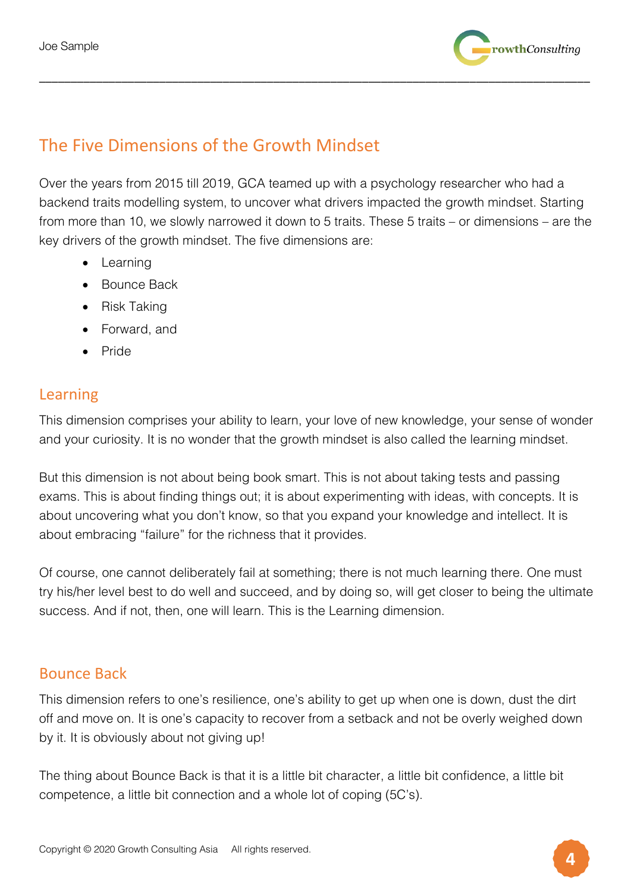## The Five Dimensions of the Growth Mindset

Over the years from 2015 till 2019, GCA teamed up with a psychology researcher who had a backend traits modelling system, to uncover what drivers impacted the growth mindset. Starting from more than 10, we slowly narrowed it down to 5 traits. These 5 traits – or dimensions – are the key drivers of the growth mindset. The five dimensions are:

- Learning
- Bounce Back
- Risk Taking
- Forward, and
- Pride

### Learning

This dimension comprises your ability to learn, your love of new knowledge, your sense of wonder and your curiosity. It is no wonder that the growth mindset is also called the learning mindset.

But this dimension is not about being book smart. This is not about taking tests and passing exams. This is about finding things out; it is about experimenting with ideas, with concepts. It is about uncovering what you don't know, so that you expand your knowledge and intellect. It is about embracing "failure" for the richness that it provides.

Of course, one cannot deliberately fail at something; there is not much learning there. One must try his/her level best to do well and succeed, and by doing so, will get closer to being the ultimate success. And if not, then, one will learn. This is the Learning dimension.

### Bounce Back

This dimension refers to one's resilience, one's ability to get up when one is down, dust the dirt off and move on. It is one's capacity to recover from a setback and not be overly weighed down by it. It is obviously about not giving up!

The thing about Bounce Back is that it is a little bit character, a little bit confidence, a little bit competence, a little bit connection and a whole lot of coping (5C's).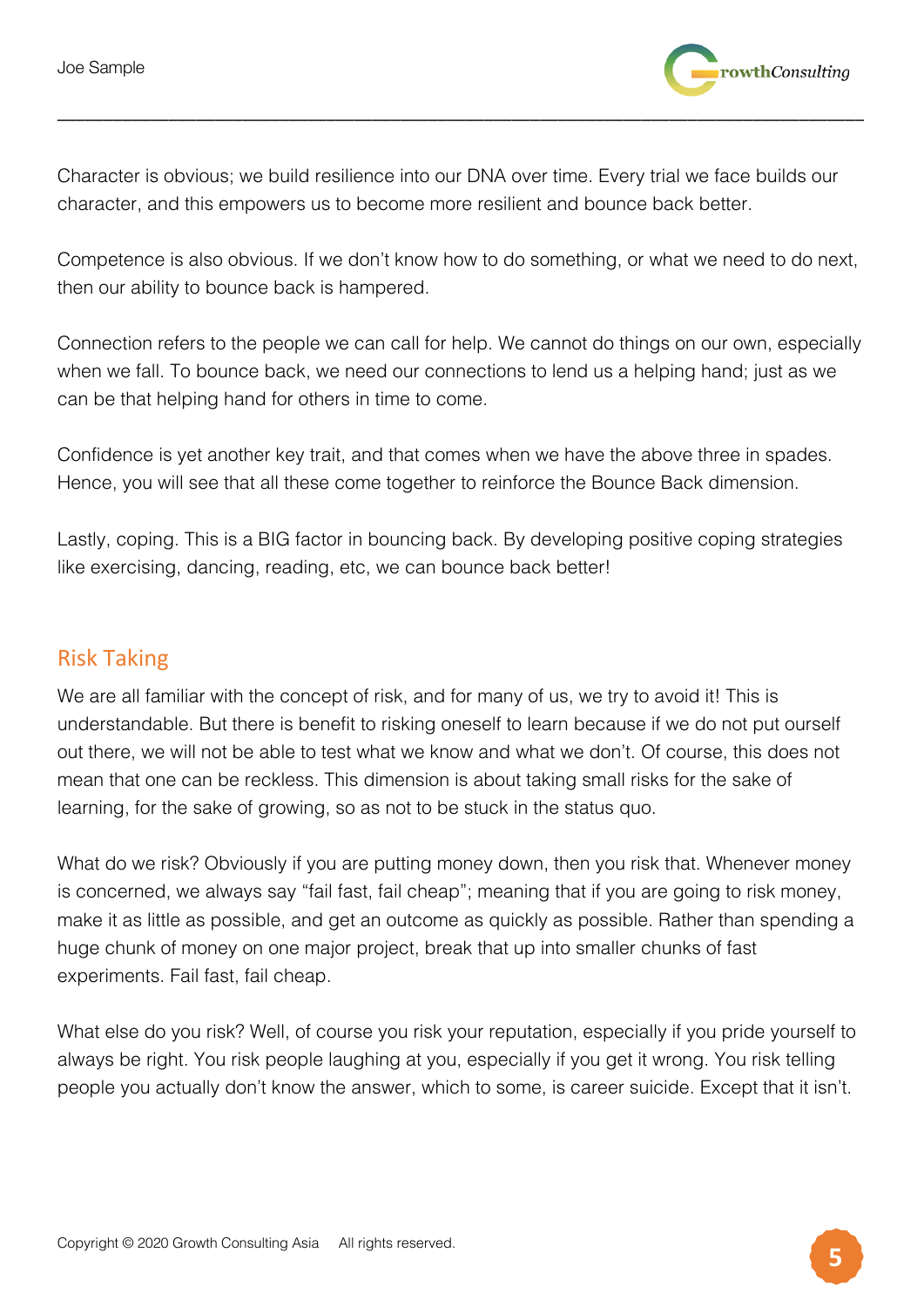Character is obvious; we build resilience into our DNA over time. Every trial we face builds our character, and this empowers us to become more resilient and bounce back better.

Competence is also obvious. If we don't know how to do something, or what we need to do next, then our ability to bounce back is hampered.

Connection refers to the people we can call for help. We cannot do things on our own, especially when we fall. To bounce back, we need our connections to lend us a helping hand; just as we can be that helping hand for others in time to come.

Confidence is yet another key trait, and that comes when we have the above three in spades. Hence, you will see that all these come together to reinforce the Bounce Back dimension.

Lastly, coping. This is a BIG factor in bouncing back. By developing positive coping strategies like exercising, dancing, reading, etc, we can bounce back better!

## Risk Taking

We are all familiar with the concept of risk, and for many of us, we try to avoid it! This is understandable. But there is benefit to risking oneself to learn because if we do not put ourself out there, we will not be able to test what we know and what we don't. Of course, this does not mean that one can be reckless. This dimension is about taking small risks for the sake of learning, for the sake of growing, so as not to be stuck in the status quo.

What do we risk? Obviously if you are putting money down, then you risk that. Whenever money is concerned, we always say "fail fast, fail cheap"; meaning that if you are going to risk money, make it as little as possible, and get an outcome as quickly as possible. Rather than spending a huge chunk of money on one major project, break that up into smaller chunks of fast experiments. Fail fast, fail cheap.

What else do you risk? Well, of course you risk your reputation, especially if you pride yourself to always be right. You risk people laughing at you, especially if you get it wrong. You risk telling people you actually don't know the answer, which to some, is career suicide. Except that it isn't.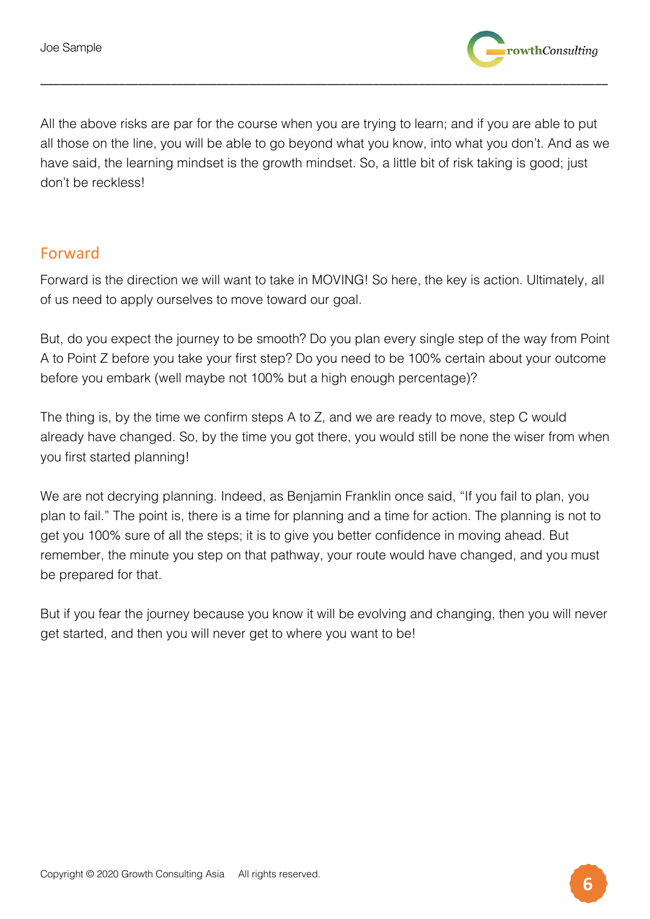All the above risks are par for the course when you are trying to learn; and if you are able to put all those on the line, you will be able to go beyond what you know, into what you don't. And as we have said, the learning mindset is the growth mindset. So, a little bit of risk taking is good; just don't be reckless!

## Forward

Forward is the direction we will want to take in MOVING! So here, the key is action. Ultimately, all of us need to apply ourselves to move toward our goal.

But, do you expect the journey to be smooth? Do you plan every single step of the way from Point A to Point Z before you take your first step? Do you need to be 100% certain about your outcome before you embark (well maybe not 100% but a high enough percentage)?

The thing is, by the time we confirm steps A to Z, and we are ready to move, step C would already have changed. So, by the time you got there, you would still be none the wiser from when you first started planning!

We are not decrying planning. Indeed, as Benjamin Franklin once said, "If you fail to plan, you plan to fail." The point is, there is a time for planning and a time for action. The planning is not to get you 100% sure of all the steps; it is to give you better confidence in moving ahead. But remember, the minute you step on that pathway, your route would have changed, and you must be prepared for that.

But if you fear the journey because you know it will be evolving and changing, then you will never get started, and then you will never get to where you want to be!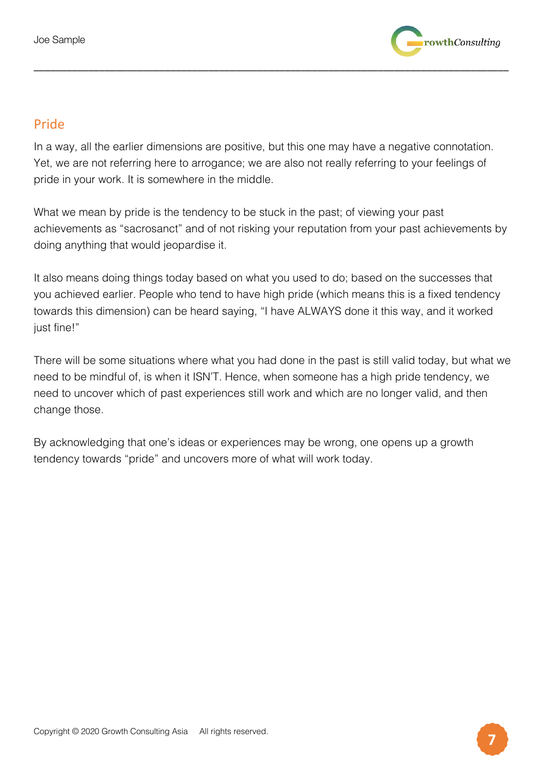## Pride

In a way, all the earlier dimensions are positive, but this one may have a negative connotation. Yet, we are not referring here to arrogance; we are also not really referring to your feelings of pride in your work. It is somewhere in the middle.

What we mean by pride is the tendency to be stuck in the past; of viewing your past achievements as "sacrosanct" and of not risking your reputation from your past achievements by doing anything that would jeopardise it.

It also means doing things today based on what you used to do; based on the successes that you achieved earlier. People who tend to have high pride (which means this is a fixed tendency towards this dimension) can be heard saying, "I have ALWAYS done it this way, and it worked just fine!"

There will be some situations where what you had done in the past is still valid today, but what we need to be mindful of, is when it ISN'T. Hence, when someone has a high pride tendency, we need to uncover which of past experiences still work and which are no longer valid, and then change those.

By acknowledging that one's ideas or experiences may be wrong, one opens up a growth tendency towards "pride" and uncovers more of what will work today.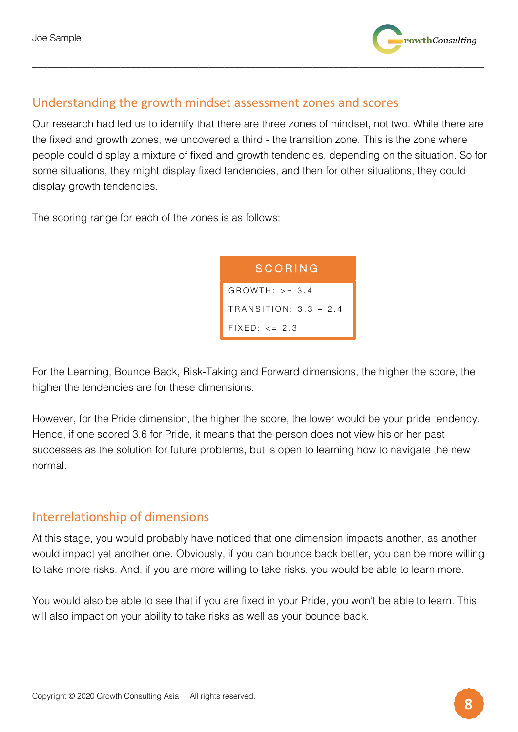## Understanding the growth mindset assessment zones and scores

Our research had led us to identify that there are three zones of mindset, not two. While there are the fixed and growth zones, we uncovered a third - the transition zone. This is the zone where people could display a mixture of fixed and growth tendencies, depending on the situation. So for some situations, they might display fixed tendencies, and then for other situations, they could display growth tendencies.

The scoring range for each of the zones is as follows:

| SCORING |
| --- |
| GROWTH: >= 3.4 |
| TRANSITION: 3.3 – 2.4 |
| FIXED: <= 2.3 |

For the Learning, Bounce Back, Risk-Taking and Forward dimensions, the higher the score, the higher the tendencies are for these dimensions.

However, for the Pride dimension, the higher the score, the lower would be your pride tendency. Hence, if one scored 3.6 for Pride, it means that the person does not view his or her past successes as the solution for future problems, but is open to learning how to navigate the new normal.

## Interrelationship of dimensions

At this stage, you would probably have noticed that one dimension impacts another, as another would impact yet another one. Obviously, if you can bounce back better, you can be more willing to take more risks. And, if you are more willing to take risks, you would be able to learn more.

You would also be able to see that if you are fixed in your Pride, you won't be able to learn. This will also impact on your ability to take risks as well as your bounce back.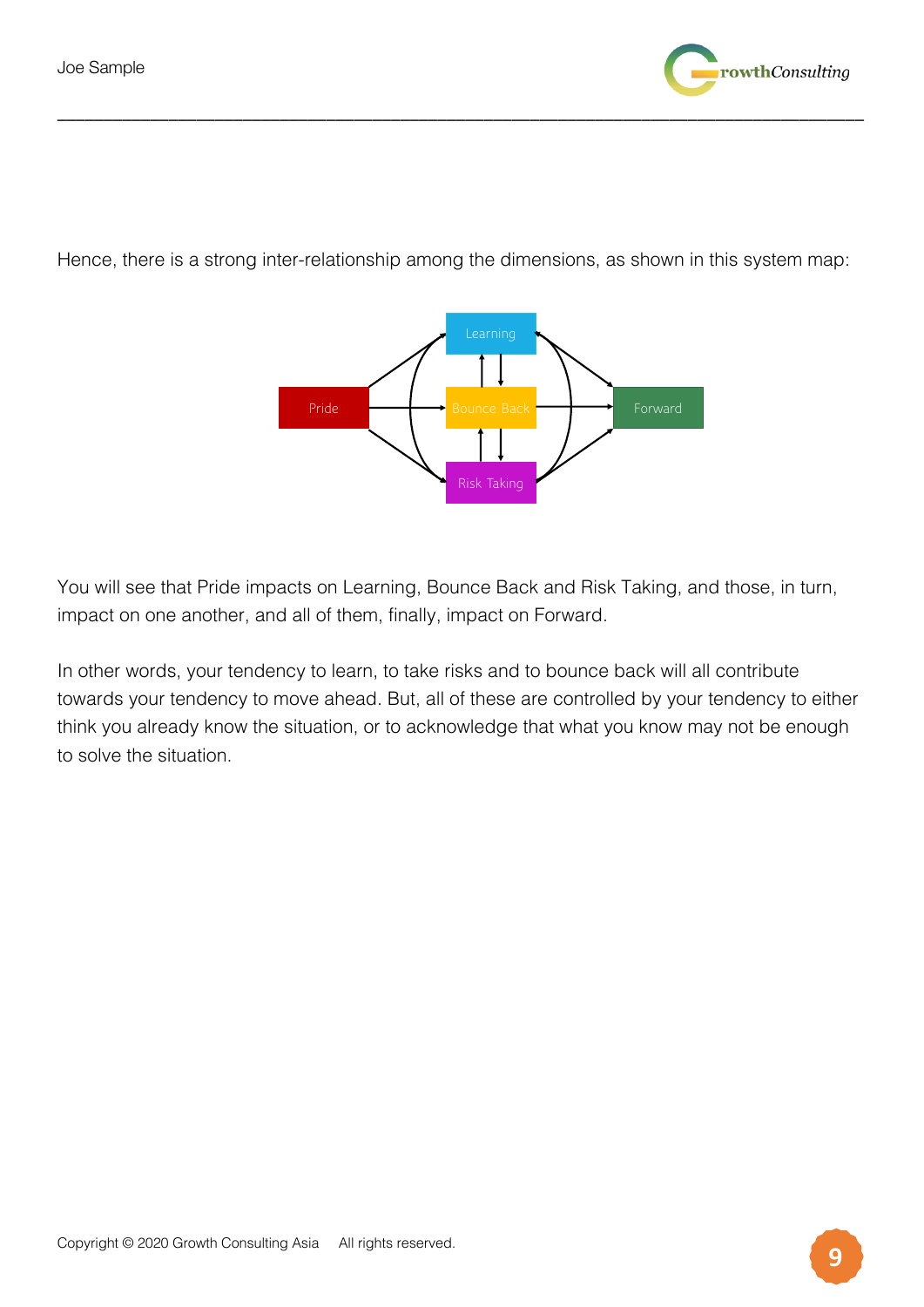Hence, there is a strong inter-relationship among the dimensions, as shown in this system map:

You will see that Pride impacts on Learning, Bounce Back and Risk Taking, and those, in turn, impact on one another, and all of them, finally, impact on Forward.

In other words, your tendency to learn, to take risks and to bounce back will all contribute towards your tendency to move ahead. But, all of these are controlled by your tendency to either think you already know the situation, or to acknowledge that what you know may not be enough to solve the situation.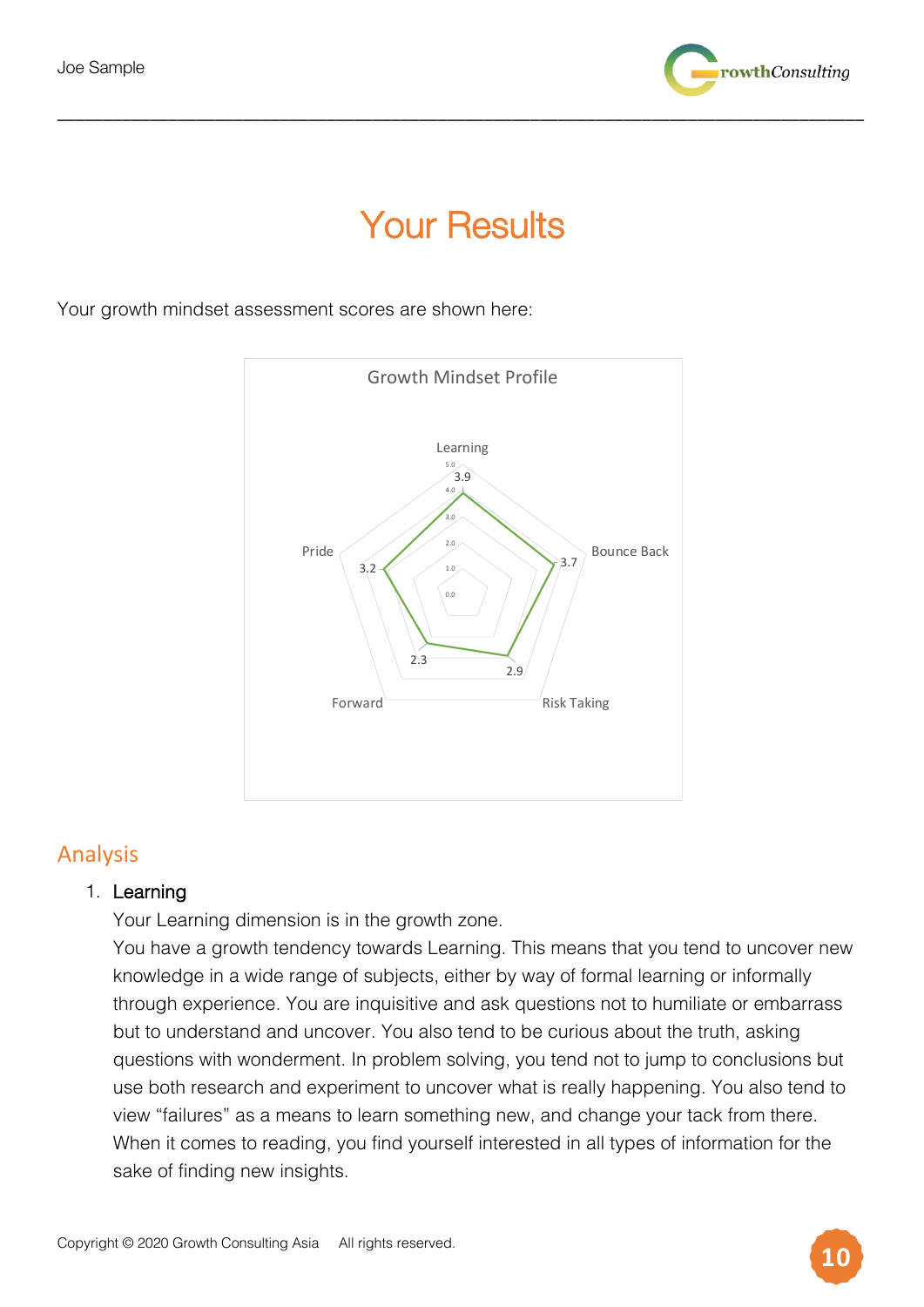# Your Results

Your growth mindset assessment scores are shown here:

Growth Mindset Profile

| Dimension | Score |
|---|---|
| Learning | 3.9 |
| Bounce Back | 3.7 |
| Risk Taking | 2.9 |
| Forward | 2.3 |
| Pride | 3.2 |

## Analysis

1. Learning

   Your Learning dimension is in the growth zone.

   You have a growth tendency towards Learning. This means that you tend to uncover new knowledge in a wide range of subjects, either by way of formal learning or informally through experience. You are inquisitive and ask questions not to humiliate or embarrass but to understand and uncover. You also tend to be curious about the truth, asking questions with wonderment. In problem solving, you tend not to jump to conclusions but use both research and experiment to uncover what is really happening. You also tend to view "failures" as a means to learn something new, and change your tack from there. When it comes to reading, you find yourself interested in all types of information for the sake of finding new insights.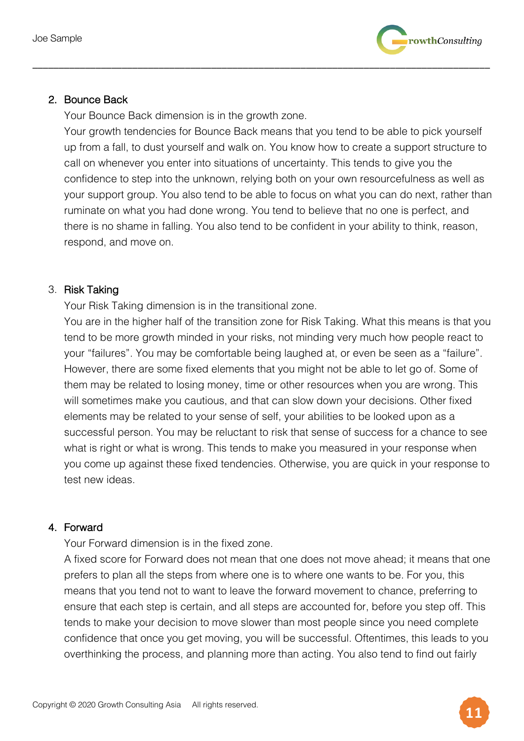2. Bounce Back

   Your Bounce Back dimension is in the growth zone.

   Your growth tendencies for Bounce Back means that you tend to be able to pick yourself up from a fall, to dust yourself and walk on. You know how to create a support structure to call on whenever you enter into situations of uncertainty. This tends to give you the confidence to step into the unknown, relying both on your own resourcefulness as well as your support group. You also tend to be able to focus on what you can do next, rather than ruminate on what you had done wrong. You tend to believe that no one is perfect, and there is no shame in falling. You also tend to be confident in your ability to think, reason, respond, and move on.

3. Risk Taking

   Your Risk Taking dimension is in the transitional zone.

   You are in the higher half of the transition zone for Risk Taking. What this means is that you tend to be more growth minded in your risks, not minding very much how people react to your "failures". You may be comfortable being laughed at, or even be seen as a "failure". However, there are some fixed elements that you might not be able to let go of. Some of them may be related to losing money, time or other resources when you are wrong. This will sometimes make you cautious, and that can slow down your decisions. Other fixed elements may be related to your sense of self, your abilities to be looked upon as a successful person. You may be reluctant to risk that sense of success for a chance to see what is right or what is wrong. This tends to make you measured in your response when you come up against these fixed tendencies. Otherwise, you are quick in your response to test new ideas.

4. Forward

   Your Forward dimension is in the fixed zone.

   A fixed score for Forward does not mean that one does not move ahead; it means that one prefers to plan all the steps from where one is to where one wants to be. For you, this means that you tend not to want to leave the forward movement to chance, preferring to ensure that each step is certain, and all steps are accounted for, before you step off. This tends to make your decision to move slower than most people since you need complete confidence that once you get moving, you will be successful. Oftentimes, this leads to you overthinking the process, and planning more than acting. You also tend to find out fairly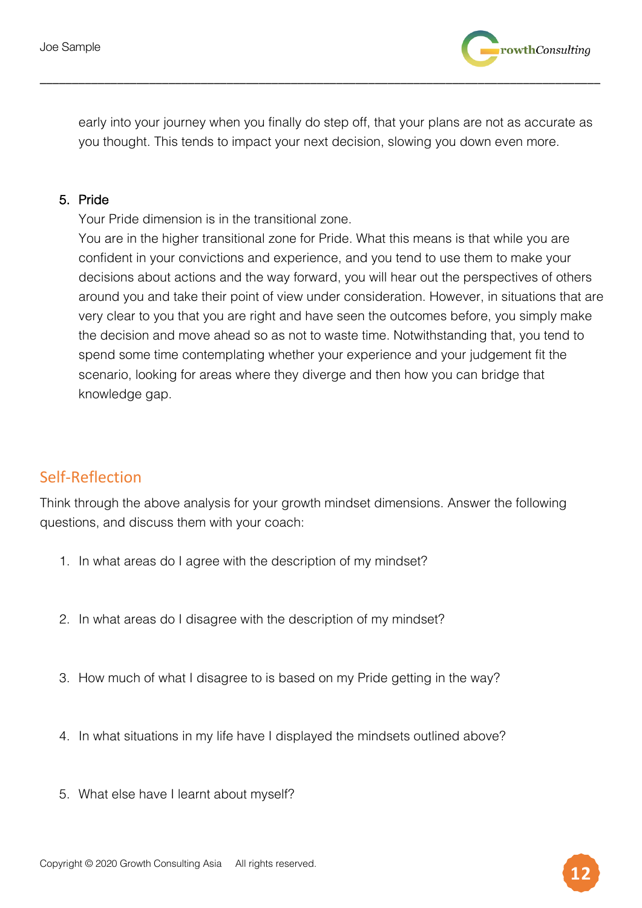early into your journey when you finally do step off, that your plans are not as accurate as you thought. This tends to impact your next decision, slowing you down even more.

5. Pride

   Your Pride dimension is in the transitional zone.

   You are in the higher transitional zone for Pride. What this means is that while you are confident in your convictions and experience, and you tend to use them to make your decisions about actions and the way forward, you will hear out the perspectives of others around you and take their point of view under consideration. However, in situations that are very clear to you that you are right and have seen the outcomes before, you simply make the decision and move ahead so as not to waste time. Notwithstanding that, you tend to spend some time contemplating whether your experience and your judgement fit the scenario, looking for areas where they diverge and then how you can bridge that knowledge gap.

## Self-Reflection

Think through the above analysis for your growth mindset dimensions. Answer the following questions, and discuss them with your coach:

1. In what areas do I agree with the description of my mindset?
2. In what areas do I disagree with the description of my mindset?
3. How much of what I disagree to is based on my Pride getting in the way?
4. In what situations in my life have I displayed the mindsets outlined above?
5. What else have I learnt about myself?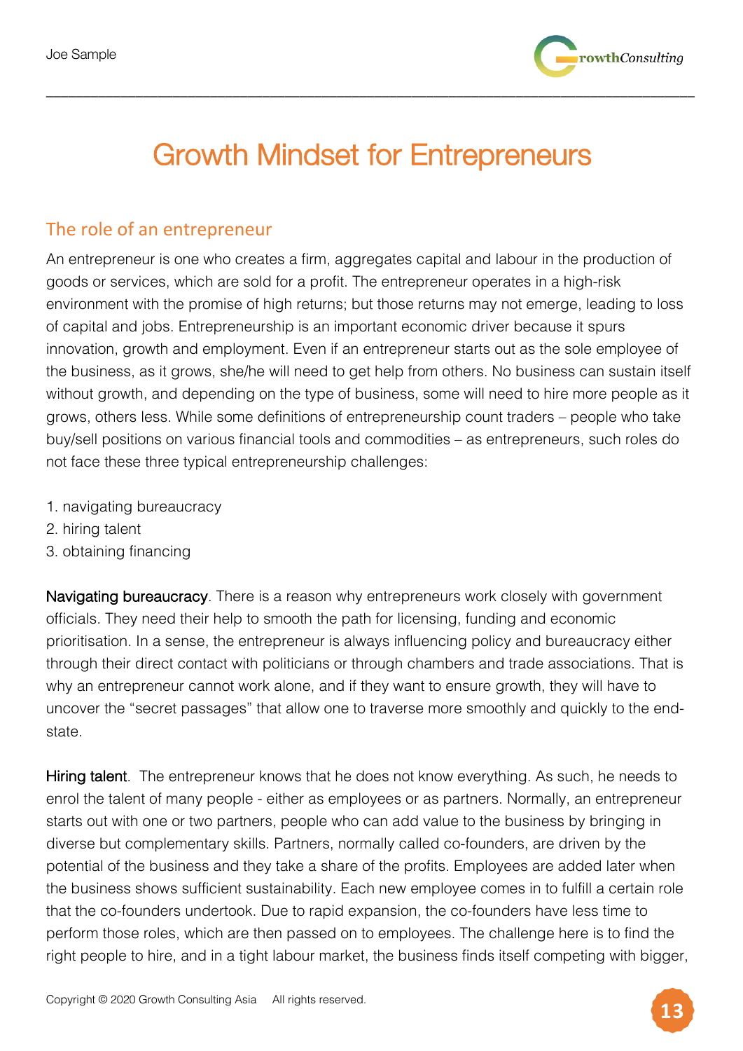# Growth Mindset for Entrepreneurs

## The role of an entrepreneur

An entrepreneur is one who creates a firm, aggregates capital and labour in the production of goods or services, which are sold for a profit. The entrepreneur operates in a high-risk environment with the promise of high returns; but those returns may not emerge, leading to loss of capital and jobs. Entrepreneurship is an important economic driver because it spurs innovation, growth and employment. Even if an entrepreneur starts out as the sole employee of the business, as it grows, she/he will need to get help from others. No business can sustain itself without growth, and depending on the type of business, some will need to hire more people as it grows, others less. While some definitions of entrepreneurship count traders – people who take buy/sell positions on various financial tools and commodities – as entrepreneurs, such roles do not face these three typical entrepreneurship challenges:

1. navigating bureaucracy
2. hiring talent
3. obtaining financing

**Navigating bureaucracy**. There is a reason why entrepreneurs work closely with government officials. They need their help to smooth the path for licensing, funding and economic prioritisation. In a sense, the entrepreneur is always influencing policy and bureaucracy either through their direct contact with politicians or through chambers and trade associations. That is why an entrepreneur cannot work alone, and if they want to ensure growth, they will have to uncover the "secret passages" that allow one to traverse more smoothly and quickly to the end-state.

**Hiring talent**. The entrepreneur knows that he does not know everything. As such, he needs to enrol the talent of many people - either as employees or as partners. Normally, an entrepreneur starts out with one or two partners, people who can add value to the business by bringing in diverse but complementary skills. Partners, normally called co-founders, are driven by the potential of the business and they take a share of the profits. Employees are added later when the business shows sufficient sustainability. Each new employee comes in to fulfill a certain role that the co-founders undertook. Due to rapid expansion, the co-founders have less time to perform those roles, which are then passed on to employees. The challenge here is to find the right people to hire, and in a tight labour market, the business finds itself competing with bigger,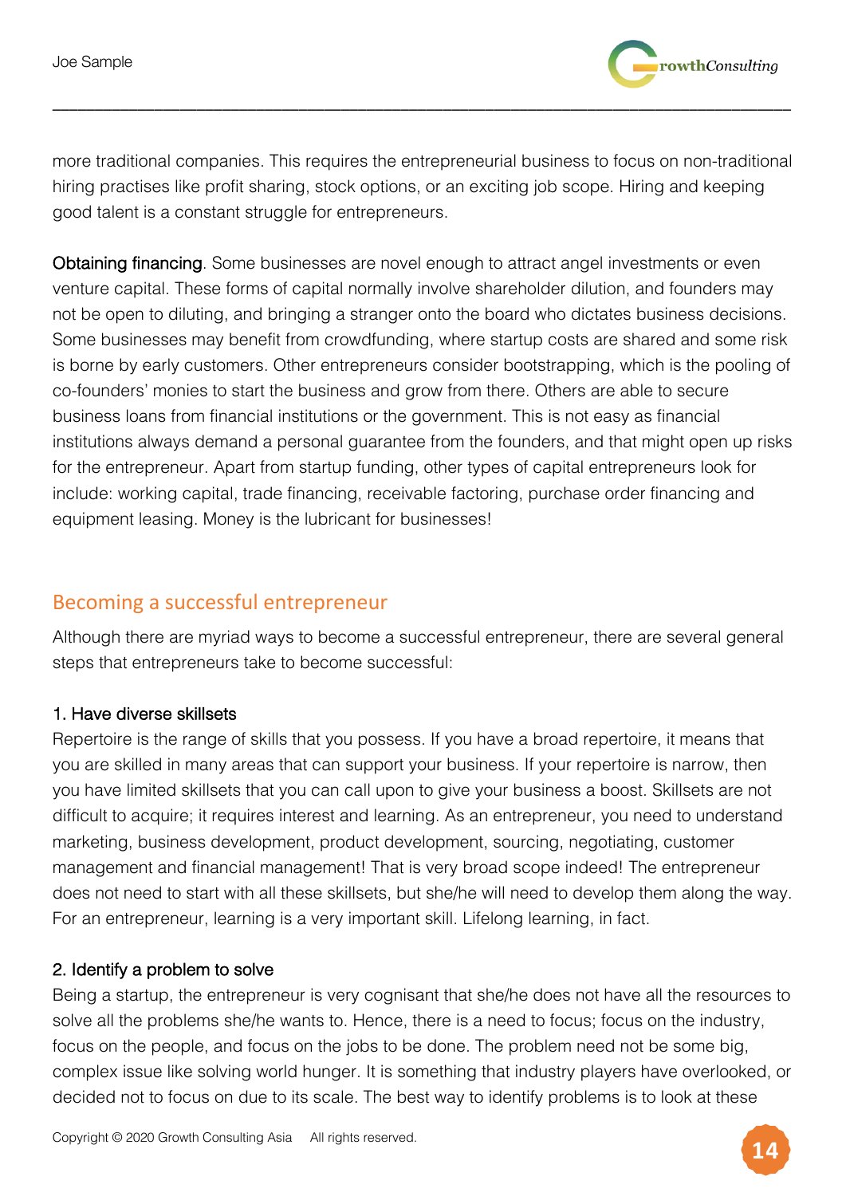more traditional companies. This requires the entrepreneurial business to focus on non-traditional hiring practises like profit sharing, stock options, or an exciting job scope. Hiring and keeping good talent is a constant struggle for entrepreneurs.

Obtaining financing. Some businesses are novel enough to attract angel investments or even venture capital. These forms of capital normally involve shareholder dilution, and founders may not be open to diluting, and bringing a stranger onto the board who dictates business decisions. Some businesses may benefit from crowdfunding, where startup costs are shared and some risk is borne by early customers. Other entrepreneurs consider bootstrapping, which is the pooling of co-founders' monies to start the business and grow from there. Others are able to secure business loans from financial institutions or the government. This is not easy as financial institutions always demand a personal guarantee from the founders, and that might open up risks for the entrepreneur. Apart from startup funding, other types of capital entrepreneurs look for include: working capital, trade financing, receivable factoring, purchase order financing and equipment leasing. Money is the lubricant for businesses!

## Becoming a successful entrepreneur

Although there are myriad ways to become a successful entrepreneur, there are several general steps that entrepreneurs take to become successful:

### 1. Have diverse skillsets

Repertoire is the range of skills that you possess. If you have a broad repertoire, it means that you are skilled in many areas that can support your business. If your repertoire is narrow, then you have limited skillsets that you can call upon to give your business a boost. Skillsets are not difficult to acquire; it requires interest and learning. As an entrepreneur, you need to understand marketing, business development, product development, sourcing, negotiating, customer management and financial management! That is very broad scope indeed! The entrepreneur does not need to start with all these skillsets, but she/he will need to develop them along the way. For an entrepreneur, learning is a very important skill. Lifelong learning, in fact.

### 2. Identify a problem to solve

Being a startup, the entrepreneur is very cognisant that she/he does not have all the resources to solve all the problems she/he wants to. Hence, there is a need to focus; focus on the industry, focus on the people, and focus on the jobs to be done. The problem need not be some big, complex issue like solving world hunger. It is something that industry players have overlooked, or decided not to focus on due to its scale. The best way to identify problems is to look at these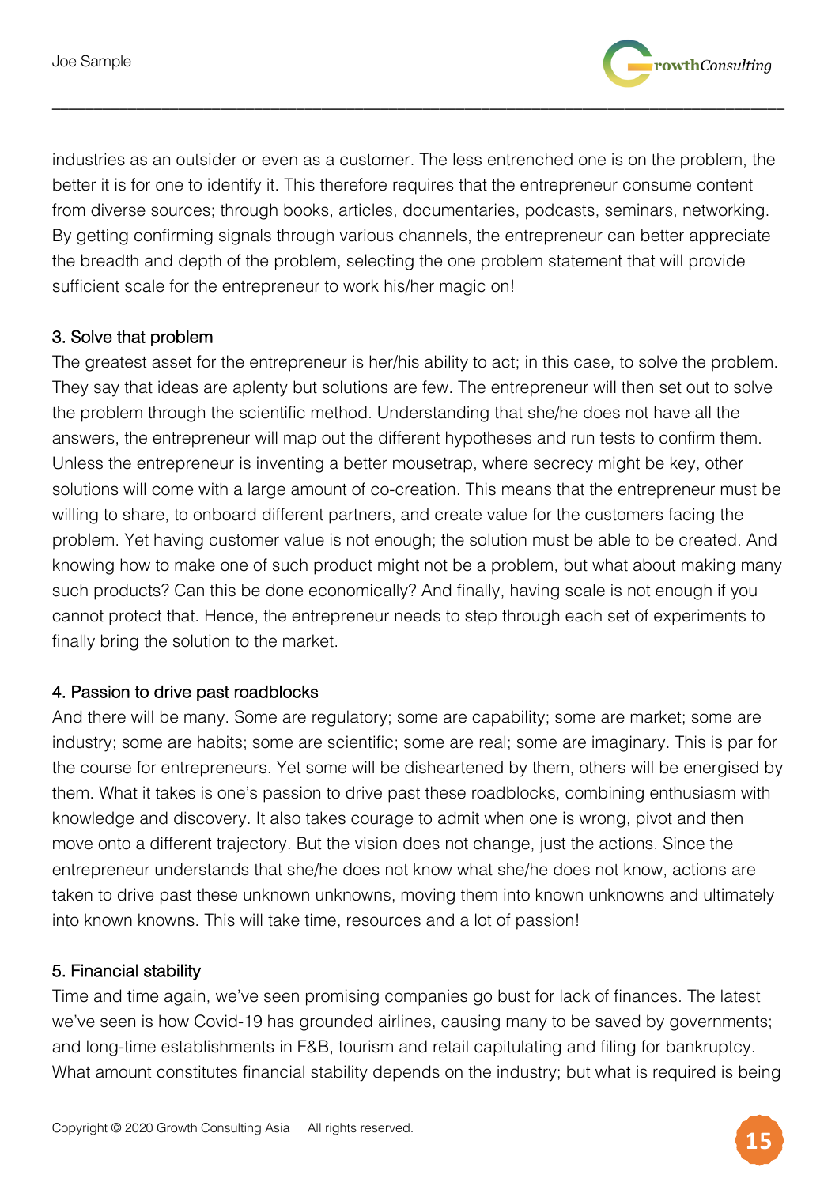industries as an outsider or even as a customer. The less entrenched one is on the problem, the better it is for one to identify it. This therefore requires that the entrepreneur consume content from diverse sources; through books, articles, documentaries, podcasts, seminars, networking. By getting confirming signals through various channels, the entrepreneur can better appreciate the breadth and depth of the problem, selecting the one problem statement that will provide sufficient scale for the entrepreneur to work his/her magic on!

### 3. Solve that problem

The greatest asset for the entrepreneur is her/his ability to act; in this case, to solve the problem. They say that ideas are aplenty but solutions are few. The entrepreneur will then set out to solve the problem through the scientific method. Understanding that she/he does not have all the answers, the entrepreneur will map out the different hypotheses and run tests to confirm them. Unless the entrepreneur is inventing a better mousetrap, where secrecy might be key, other solutions will come with a large amount of co-creation. This means that the entrepreneur must be willing to share, to onboard different partners, and create value for the customers facing the problem. Yet having customer value is not enough; the solution must be able to be created. And knowing how to make one of such product might not be a problem, but what about making many such products? Can this be done economically? And finally, having scale is not enough if you cannot protect that. Hence, the entrepreneur needs to step through each set of experiments to finally bring the solution to the market.

### 4. Passion to drive past roadblocks

And there will be many. Some are regulatory; some are capability; some are market; some are industry; some are habits; some are scientific; some are real; some are imaginary. This is par for the course for entrepreneurs. Yet some will be disheartened by them, others will be energised by them. What it takes is one's passion to drive past these roadblocks, combining enthusiasm with knowledge and discovery. It also takes courage to admit when one is wrong, pivot and then move onto a different trajectory. But the vision does not change, just the actions. Since the entrepreneur understands that she/he does not know what she/he does not know, actions are taken to drive past these unknown unknowns, moving them into known unknowns and ultimately into known knowns. This will take time, resources and a lot of passion!

### 5. Financial stability

Time and time again, we've seen promising companies go bust for lack of finances. The latest we've seen is how Covid-19 has grounded airlines, causing many to be saved by governments; and long-time establishments in F&B, tourism and retail capitulating and filing for bankruptcy. What amount constitutes financial stability depends on the industry; but what is required is being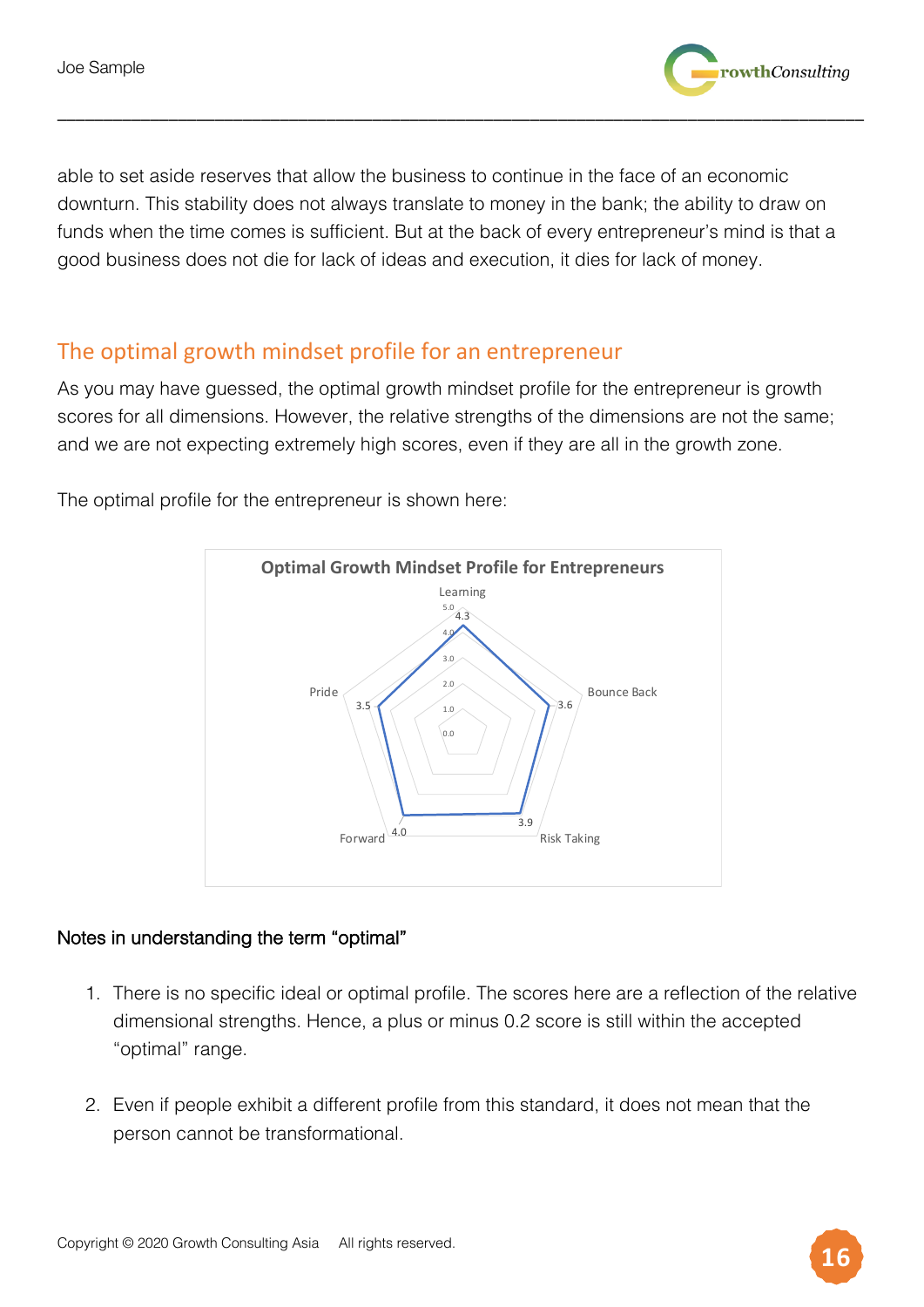able to set aside reserves that allow the business to continue in the face of an economic downturn. This stability does not always translate to money in the bank; the ability to draw on funds when the time comes is sufficient. But at the back of every entrepreneur's mind is that a good business does not die for lack of ideas and execution, it dies for lack of money.

## The optimal growth mindset profile for an entrepreneur

As you may have guessed, the optimal growth mindset profile for the entrepreneur is growth scores for all dimensions. However, the relative strengths of the dimensions are not the same; and we are not expecting extremely high scores, even if they are all in the growth zone.

The optimal profile for the entrepreneur is shown here:

**Optimal Growth Mindset Profile for Entrepreneurs**

| Dimension | Score |
|---|---|
| Learning | 4.3 |
| Bounce Back | 3.6 |
| Risk Taking | 3.9 |
| Forward | 4.0 |
| Pride | 3.5 |

### Notes in understanding the term "optimal"

1. There is no specific ideal or optimal profile. The scores here are a reflection of the relative dimensional strengths. Hence, a plus or minus 0.2 score is still within the accepted "optimal" range.

2. Even if people exhibit a different profile from this standard, it does not mean that the person cannot be transformational.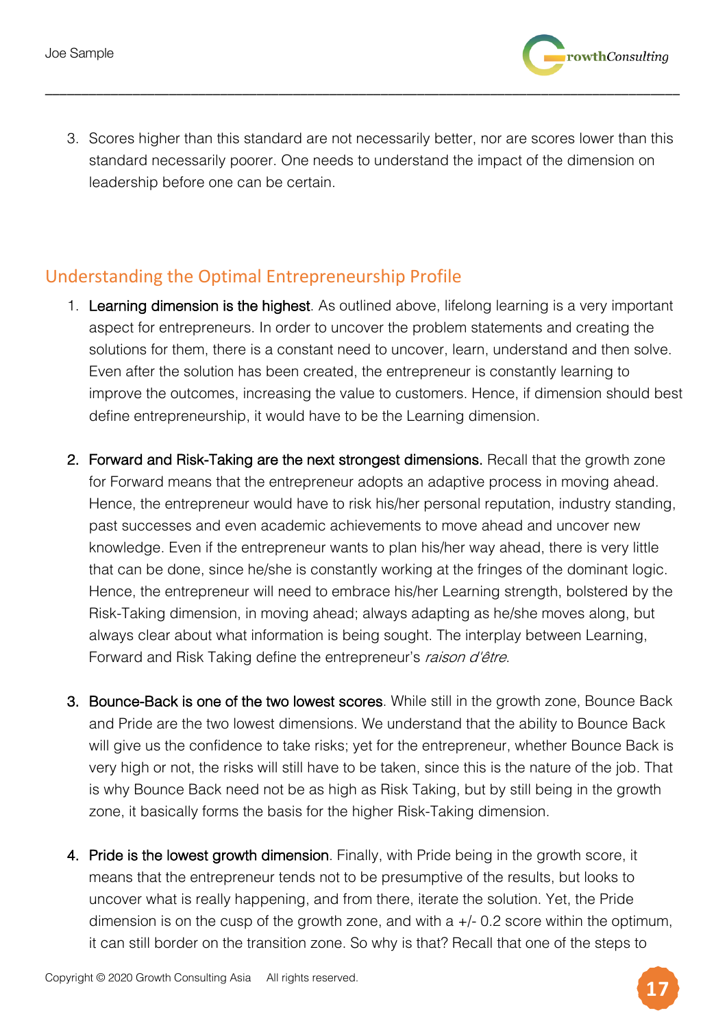3. Scores higher than this standard are not necessarily better, nor are scores lower than this standard necessarily poorer. One needs to understand the impact of the dimension on leadership before one can be certain.

## Understanding the Optimal Entrepreneurship Profile

1. Learning dimension is the highest. As outlined above, lifelong learning is a very important aspect for entrepreneurs. In order to uncover the problem statements and creating the solutions for them, there is a constant need to uncover, learn, understand and then solve. Even after the solution has been created, the entrepreneur is constantly learning to improve the outcomes, increasing the value to customers. Hence, if dimension should best define entrepreneurship, it would have to be the Learning dimension.

2. Forward and Risk-Taking are the next strongest dimensions. Recall that the growth zone for Forward means that the entrepreneur adopts an adaptive process in moving ahead. Hence, the entrepreneur would have to risk his/her personal reputation, industry standing, past successes and even academic achievements to move ahead and uncover new knowledge. Even if the entrepreneur wants to plan his/her way ahead, there is very little that can be done, since he/she is constantly working at the fringes of the dominant logic. Hence, the entrepreneur will need to embrace his/her Learning strength, bolstered by the Risk-Taking dimension, in moving ahead; always adapting as he/she moves along, but always clear about what information is being sought. The interplay between Learning, Forward and Risk Taking define the entrepreneur's *raison d'être*.

3. Bounce-Back is one of the two lowest scores. While still in the growth zone, Bounce Back and Pride are the two lowest dimensions. We understand that the ability to Bounce Back will give us the confidence to take risks; yet for the entrepreneur, whether Bounce Back is very high or not, the risks will still have to be taken, since this is the nature of the job. That is why Bounce Back need not be as high as Risk Taking, but by still being in the growth zone, it basically forms the basis for the higher Risk-Taking dimension.

4. Pride is the lowest growth dimension. Finally, with Pride being in the growth score, it means that the entrepreneur tends not to be presumptive of the results, but looks to uncover what is really happening, and from there, iterate the solution. Yet, the Pride dimension is on the cusp of the growth zone, and with a +/- 0.2 score within the optimum, it can still border on the transition zone. So why is that? Recall that one of the steps to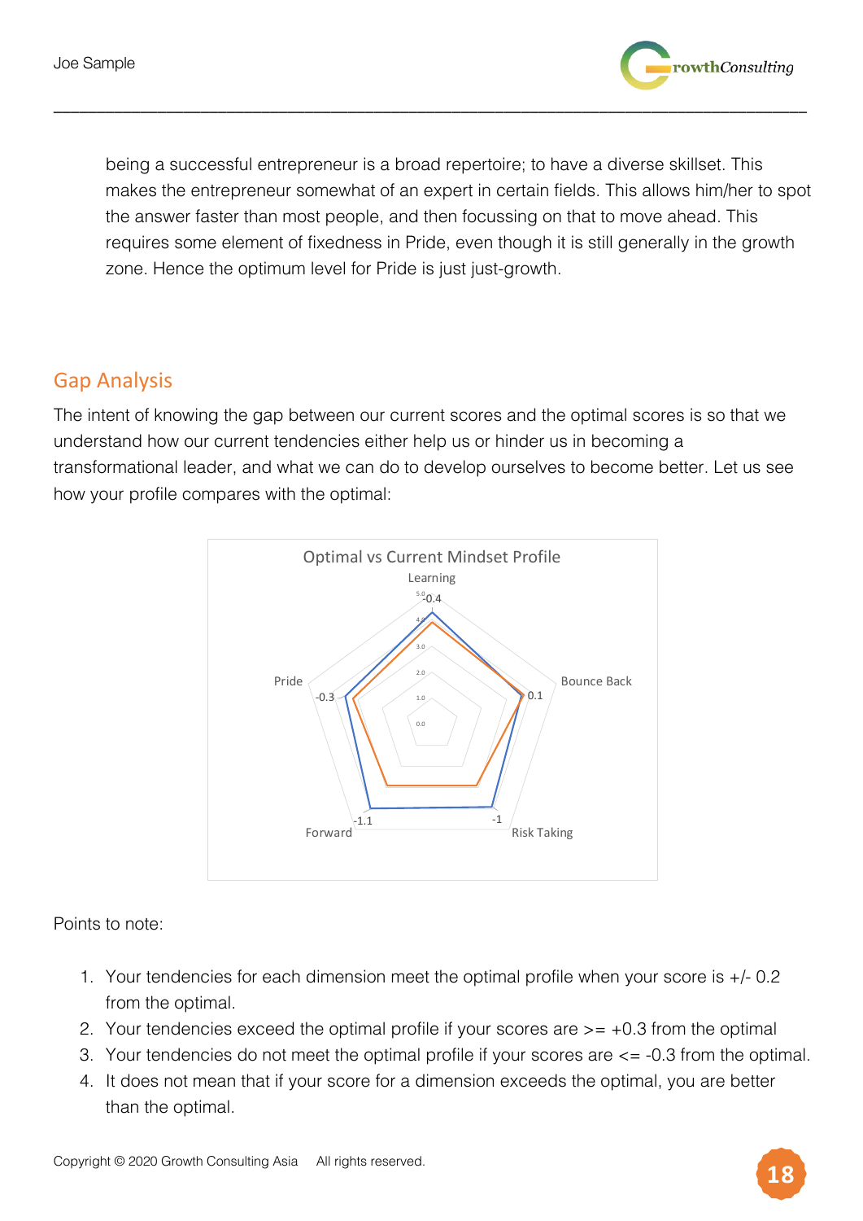being a successful entrepreneur is a broad repertoire; to have a diverse skillset. This makes the entrepreneur somewhat of an expert in certain fields. This allows him/her to spot the answer faster than most people, and then focussing on that to move ahead. This requires some element of fixedness in Pride, even though it is still generally in the growth zone. Hence the optimum level for Pride is just just-growth.

## Gap Analysis

The intent of knowing the gap between our current scores and the optimal scores is so that we understand how our current tendencies either help us or hinder us in becoming a transformational leader, and what we can do to develop ourselves to become better. Let us see how your profile compares with the optimal:

Optimal vs Current Mindset Profile

Learning -0.4, Bounce Back 0.1, Risk Taking -1, Forward -1.1, Pride -0.3

Points to note:

1. Your tendencies for each dimension meet the optimal profile when your score is +/- 0.2 from the optimal.
2. Your tendencies exceed the optimal profile if your scores are >= +0.3 from the optimal
3. Your tendencies do not meet the optimal profile if your scores are <= -0.3 from the optimal.
4. It does not mean that if your score for a dimension exceeds the optimal, you are better than the optimal.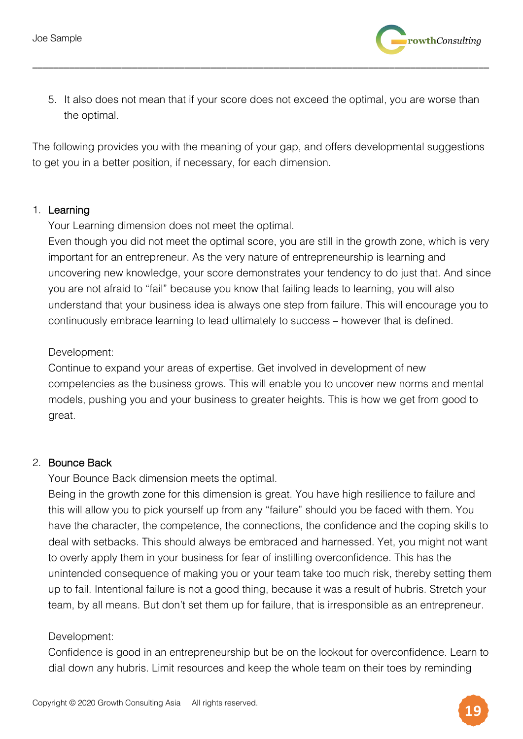5. It also does not mean that if your score does not exceed the optimal, you are worse than the optimal.

The following provides you with the meaning of your gap, and offers developmental suggestions to get you in a better position, if necessary, for each dimension.

1. Learning

   Your Learning dimension does not meet the optimal.

   Even though you did not meet the optimal score, you are still in the growth zone, which is very important for an entrepreneur. As the very nature of entrepreneurship is learning and uncovering new knowledge, your score demonstrates your tendency to do just that. And since you are not afraid to "fail" because you know that failing leads to learning, you will also understand that your business idea is always one step from failure. This will encourage you to continuously embrace learning to lead ultimately to success – however that is defined.

   Development:

   Continue to expand your areas of expertise. Get involved in development of new competencies as the business grows. This will enable you to uncover new norms and mental models, pushing you and your business to greater heights. This is how we get from good to great.

2. Bounce Back

   Your Bounce Back dimension meets the optimal.

   Being in the growth zone for this dimension is great. You have high resilience to failure and this will allow you to pick yourself up from any "failure" should you be faced with them. You have the character, the competence, the connections, the confidence and the coping skills to deal with setbacks. This should always be embraced and harnessed. Yet, you might not want to overly apply them in your business for fear of instilling overconfidence. This has the unintended consequence of making you or your team take too much risk, thereby setting them up to fail. Intentional failure is not a good thing, because it was a result of hubris. Stretch your team, by all means. But don't set them up for failure, that is irresponsible as an entrepreneur.

   Development:

   Confidence is good in an entrepreneurship but be on the lookout for overconfidence. Learn to dial down any hubris. Limit resources and keep the whole team on their toes by reminding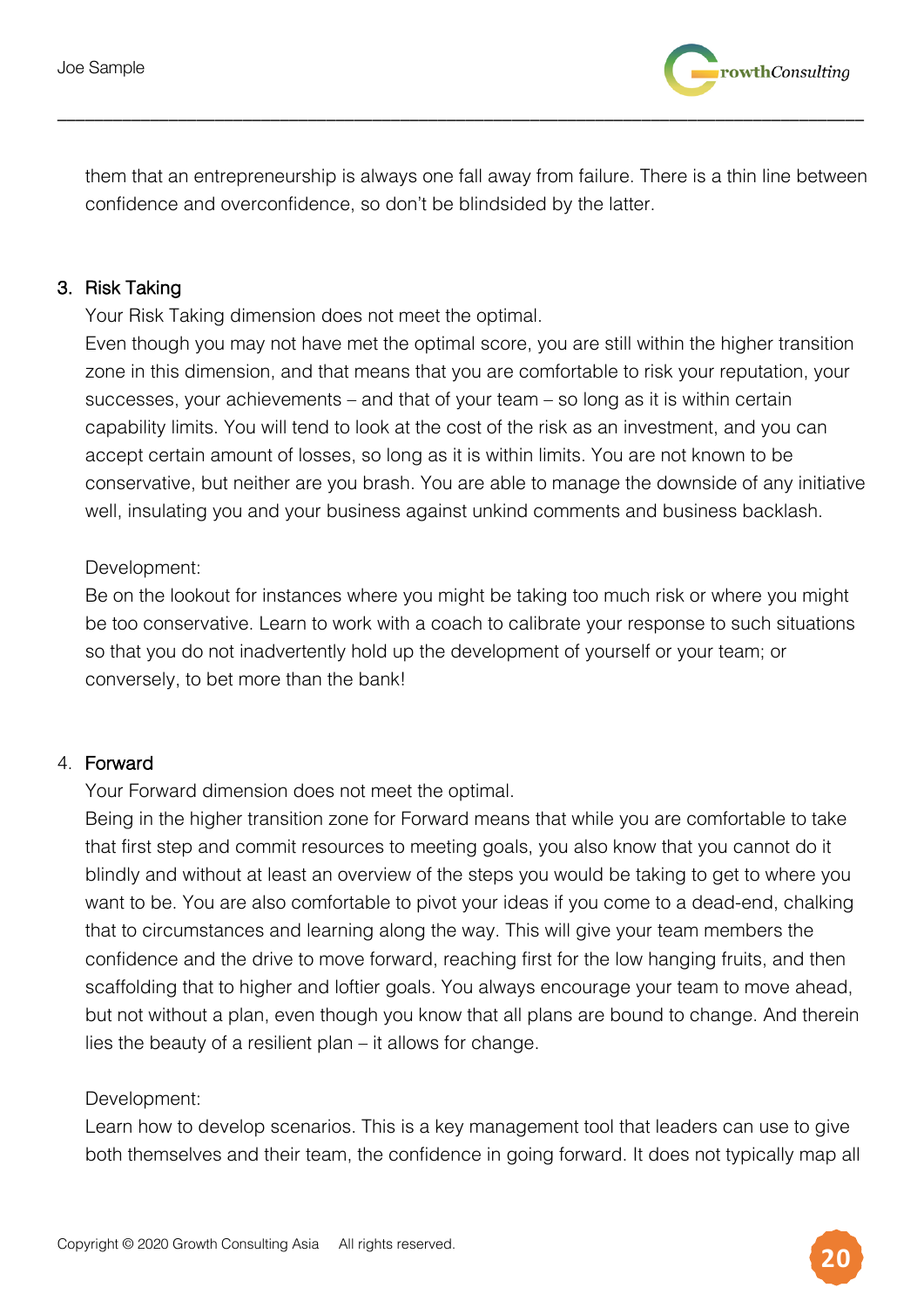them that an entrepreneurship is always one fall away from failure. There is a thin line between confidence and overconfidence, so don't be blindsided by the latter.

3. Risk Taking

   Your Risk Taking dimension does not meet the optimal.

   Even though you may not have met the optimal score, you are still within the higher transition zone in this dimension, and that means that you are comfortable to risk your reputation, your successes, your achievements – and that of your team – so long as it is within certain capability limits. You will tend to look at the cost of the risk as an investment, and you can accept certain amount of losses, so long as it is within limits. You are not known to be conservative, but neither are you brash. You are able to manage the downside of any initiative well, insulating you and your business against unkind comments and business backlash.

   Development:

   Be on the lookout for instances where you might be taking too much risk or where you might be too conservative. Learn to work with a coach to calibrate your response to such situations so that you do not inadvertently hold up the development of yourself or your team; or conversely, to bet more than the bank!

4. Forward

   Your Forward dimension does not meet the optimal.

   Being in the higher transition zone for Forward means that while you are comfortable to take that first step and commit resources to meeting goals, you also know that you cannot do it blindly and without at least an overview of the steps you would be taking to get to where you want to be. You are also comfortable to pivot your ideas if you come to a dead-end, chalking that to circumstances and learning along the way. This will give your team members the confidence and the drive to move forward, reaching first for the low hanging fruits, and then scaffolding that to higher and loftier goals. You always encourage your team to move ahead, but not without a plan, even though you know that all plans are bound to change. And therein lies the beauty of a resilient plan – it allows for change.

   Development:

   Learn how to develop scenarios. This is a key management tool that leaders can use to give both themselves and their team, the confidence in going forward. It does not typically map all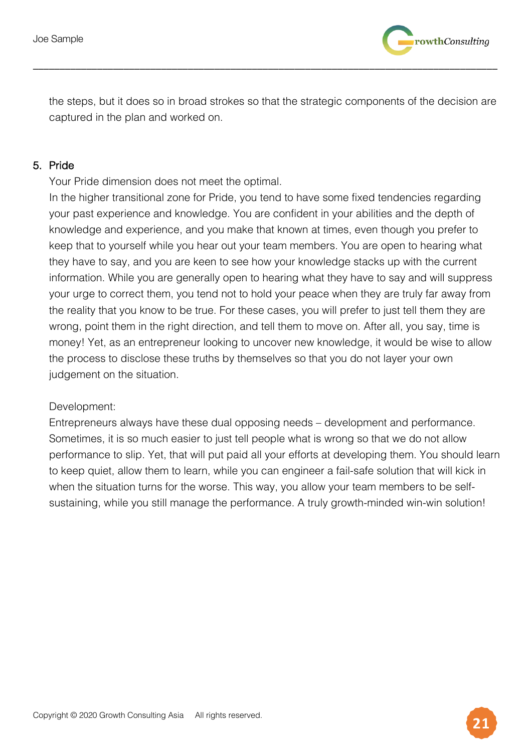the steps, but it does so in broad strokes so that the strategic components of the decision are captured in the plan and worked on.

5. Pride

Your Pride dimension does not meet the optimal.

In the higher transitional zone for Pride, you tend to have some fixed tendencies regarding your past experience and knowledge. You are confident in your abilities and the depth of knowledge and experience, and you make that known at times, even though you prefer to keep that to yourself while you hear out your team members. You are open to hearing what they have to say, and you are keen to see how your knowledge stacks up with the current information. While you are generally open to hearing what they have to say and will suppress your urge to correct them, you tend not to hold your peace when they are truly far away from the reality that you know to be true. For these cases, you will prefer to just tell them they are wrong, point them in the right direction, and tell them to move on. After all, you say, time is money! Yet, as an entrepreneur looking to uncover new knowledge, it would be wise to allow the process to disclose these truths by themselves so that you do not layer your own judgement on the situation.

Development:

Entrepreneurs always have these dual opposing needs – development and performance. Sometimes, it is so much easier to just tell people what is wrong so that we do not allow performance to slip. Yet, that will put paid all your efforts at developing them. You should learn to keep quiet, allow them to learn, while you can engineer a fail-safe solution that will kick in when the situation turns for the worse. This way, you allow your team members to be self-sustaining, while you still manage the performance. A truly growth-minded win-win solution!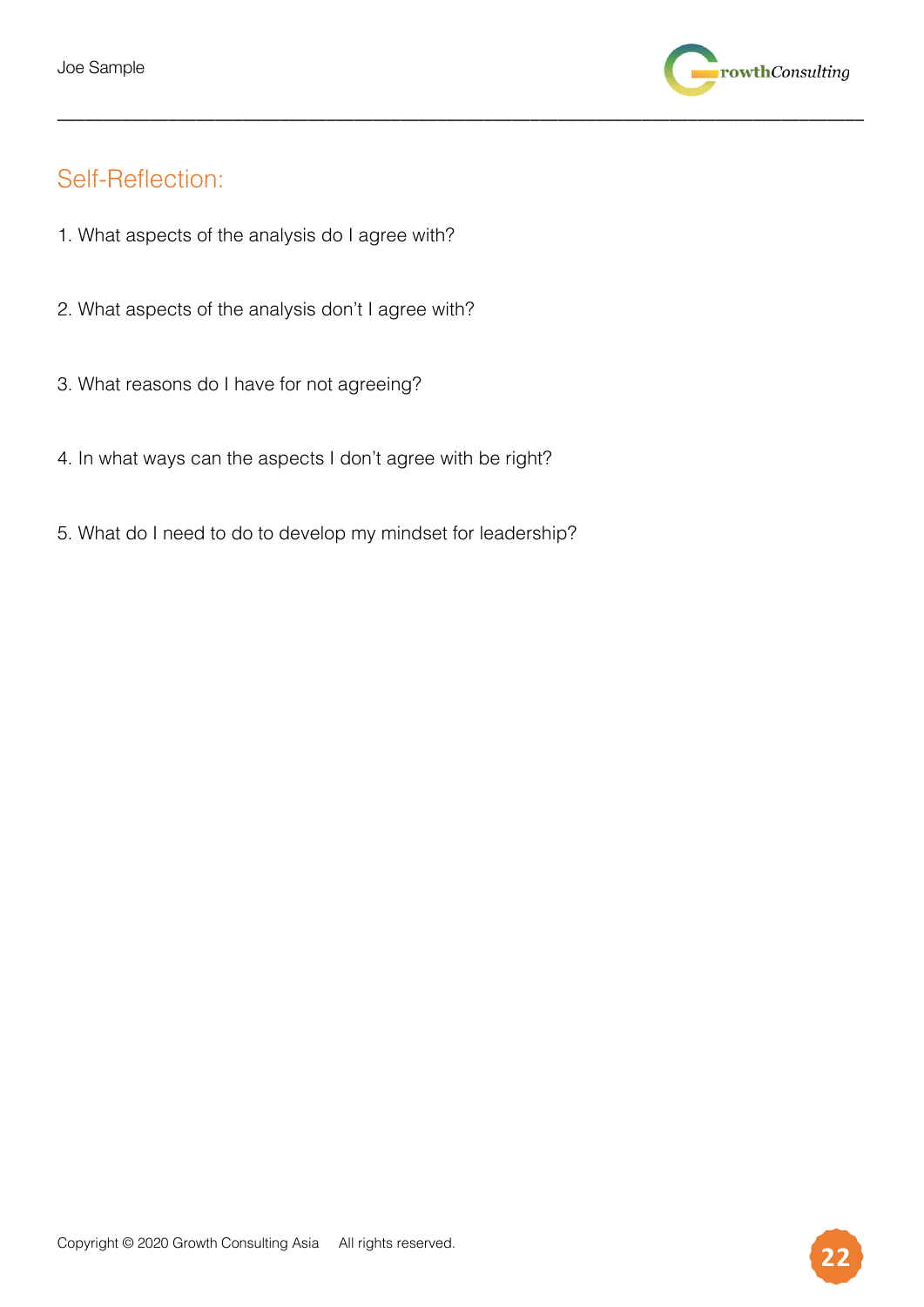## Self-Reflection:

1. What aspects of the analysis do I agree with?

2. What aspects of the analysis don't I agree with?

3. What reasons do I have for not agreeing?

4. In what ways can the aspects I don't agree with be right?

5. What do I need to do to develop my mindset for leadership?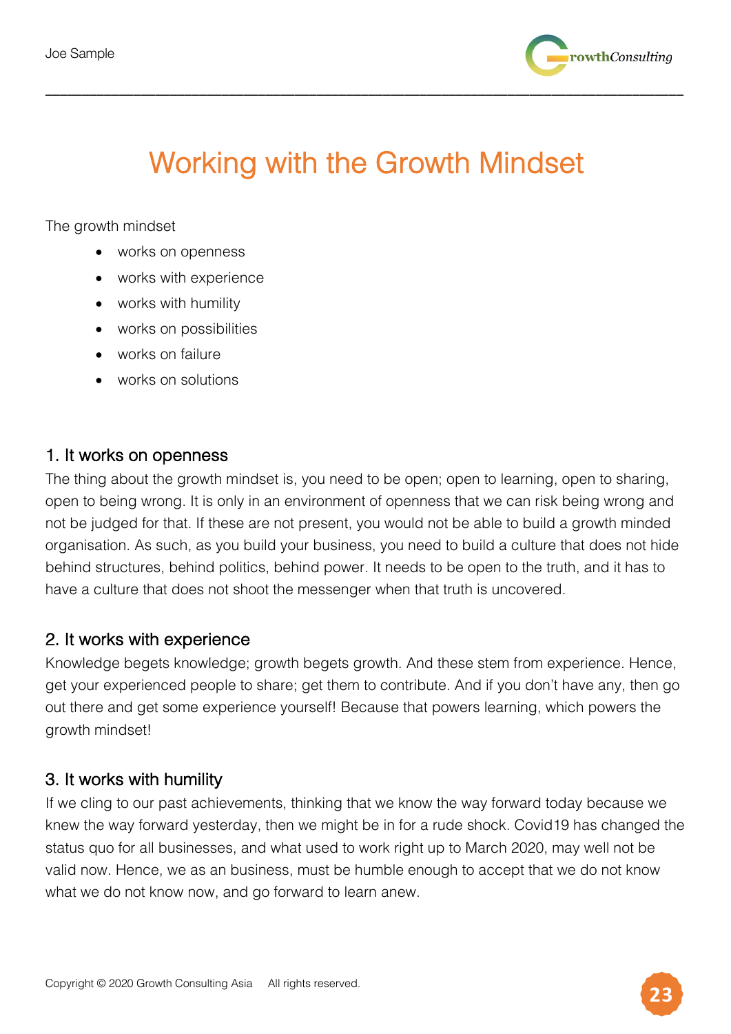# Working with the Growth Mindset

The growth mindset

- works on openness
- works with experience
- works with humility
- works on possibilities
- works on failure
- works on solutions

## 1. It works on openness

The thing about the growth mindset is, you need to be open; open to learning, open to sharing, open to being wrong. It is only in an environment of openness that we can risk being wrong and not be judged for that. If these are not present, you would not be able to build a growth minded organisation. As such, as you build your business, you need to build a culture that does not hide behind structures, behind politics, behind power. It needs to be open to the truth, and it has to have a culture that does not shoot the messenger when that truth is uncovered.

## 2. It works with experience

Knowledge begets knowledge; growth begets growth. And these stem from experience. Hence, get your experienced people to share; get them to contribute. And if you don't have any, then go out there and get some experience yourself! Because that powers learning, which powers the growth mindset!

## 3. It works with humility

If we cling to our past achievements, thinking that we know the way forward today because we knew the way forward yesterday, then we might be in for a rude shock. Covid19 has changed the status quo for all businesses, and what used to work right up to March 2020, may well not be valid now. Hence, we as an business, must be humble enough to accept that we do not know what we do not know now, and go forward to learn anew.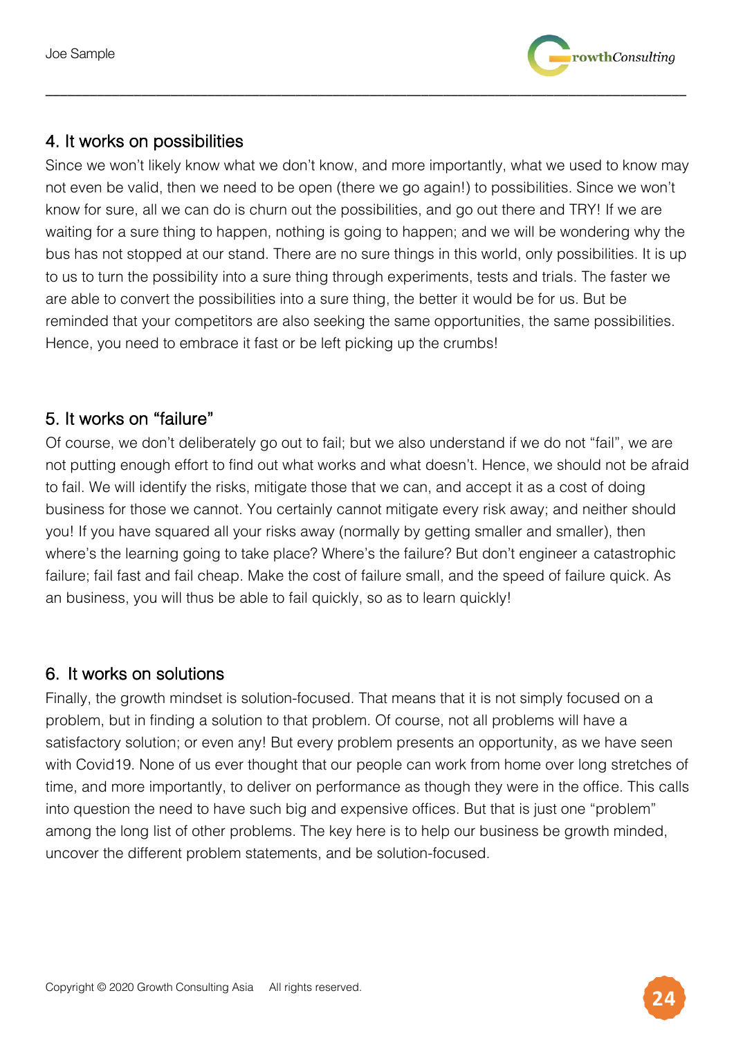## 4. It works on possibilities

Since we won't likely know what we don't know, and more importantly, what we used to know may not even be valid, then we need to be open (there we go again!) to possibilities. Since we won't know for sure, all we can do is churn out the possibilities, and go out there and TRY! If we are waiting for a sure thing to happen, nothing is going to happen; and we will be wondering why the bus has not stopped at our stand. There are no sure things in this world, only possibilities. It is up to us to turn the possibility into a sure thing through experiments, tests and trials. The faster we are able to convert the possibilities into a sure thing, the better it would be for us. But be reminded that your competitors are also seeking the same opportunities, the same possibilities. Hence, you need to embrace it fast or be left picking up the crumbs!

## 5. It works on "failure"

Of course, we don't deliberately go out to fail; but we also understand if we do not "fail", we are not putting enough effort to find out what works and what doesn't. Hence, we should not be afraid to fail. We will identify the risks, mitigate those that we can, and accept it as a cost of doing business for those we cannot. You certainly cannot mitigate every risk away; and neither should you! If you have squared all your risks away (normally by getting smaller and smaller), then where's the learning going to take place? Where's the failure? But don't engineer a catastrophic failure; fail fast and fail cheap. Make the cost of failure small, and the speed of failure quick. As an business, you will thus be able to fail quickly, so as to learn quickly!

## 6. It works on solutions

Finally, the growth mindset is solution-focused. That means that it is not simply focused on a problem, but in finding a solution to that problem. Of course, not all problems will have a satisfactory solution; or even any! But every problem presents an opportunity, as we have seen with Covid19. None of us ever thought that our people can work from home over long stretches of time, and more importantly, to deliver on performance as though they were in the office. This calls into question the need to have such big and expensive offices. But that is just one "problem" among the long list of other problems. The key here is to help our business be growth minded, uncover the different problem statements, and be solution-focused.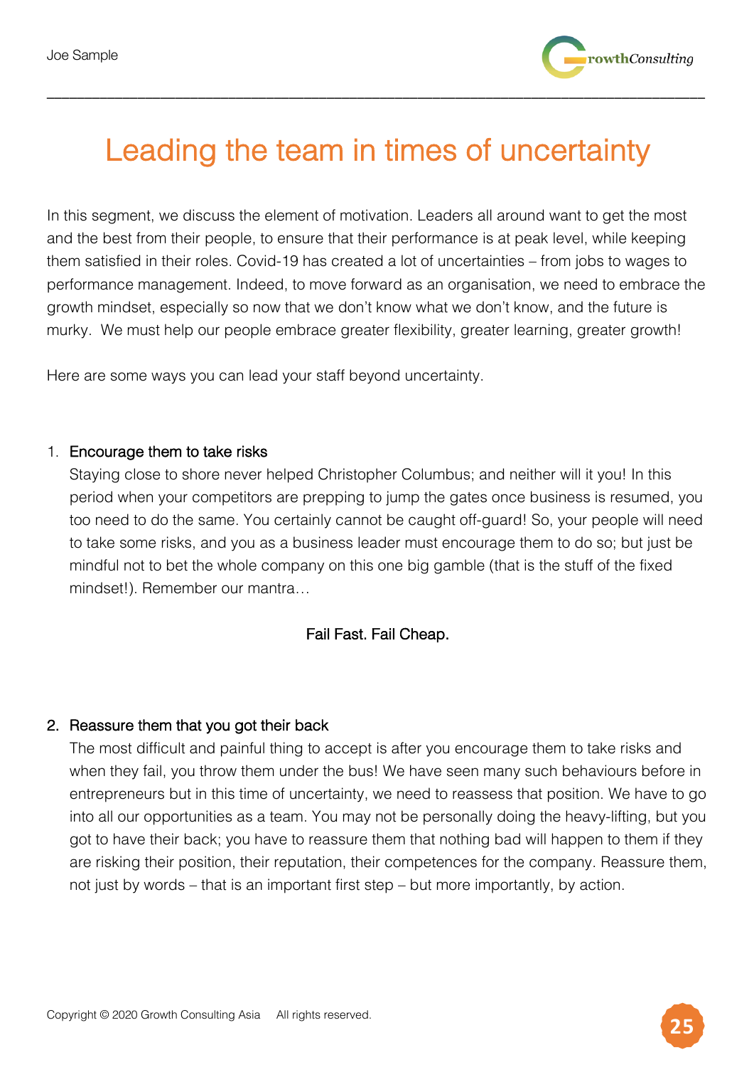# Leading the team in times of uncertainty

In this segment, we discuss the element of motivation. Leaders all around want to get the most and the best from their people, to ensure that their performance is at peak level, while keeping them satisfied in their roles. Covid-19 has created a lot of uncertainties – from jobs to wages to performance management. Indeed, to move forward as an organisation, we need to embrace the growth mindset, especially so now that we don't know what we don't know, and the future is murky. We must help our people embrace greater flexibility, greater learning, greater growth!

Here are some ways you can lead your staff beyond uncertainty.

1. Encourage them to take risks

   Staying close to shore never helped Christopher Columbus; and neither will it you! In this period when your competitors are prepping to jump the gates once business is resumed, you too need to do the same. You certainly cannot be caught off-guard! So, your people will need to take some risks, and you as a business leader must encourage them to do so; but just be mindful not to bet the whole company on this one big gamble (that is the stuff of the fixed mindset!). Remember our mantra…

   Fail Fast. Fail Cheap.

2. Reassure them that you got their back

   The most difficult and painful thing to accept is after you encourage them to take risks and when they fail, you throw them under the bus! We have seen many such behaviours before in entrepreneurs but in this time of uncertainty, we need to reassess that position. We have to go into all our opportunities as a team. You may not be personally doing the heavy-lifting, but you got to have their back; you have to reassure them that nothing bad will happen to them if they are risking their position, their reputation, their competences for the company. Reassure them, not just by words – that is an important first step – but more importantly, by action.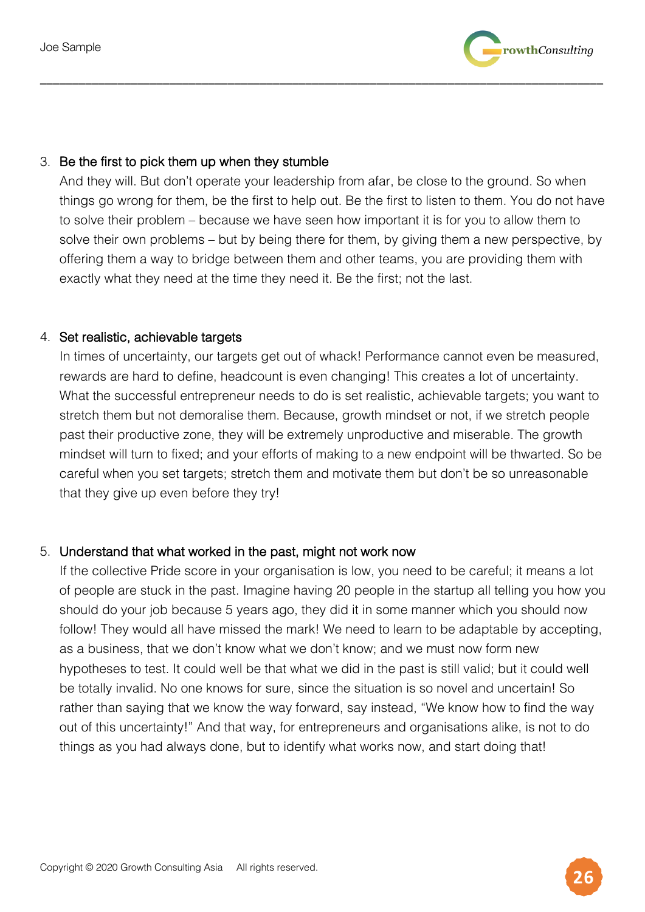3. Be the first to pick them up when they stumble

   And they will. But don't operate your leadership from afar, be close to the ground. So when things go wrong for them, be the first to help out. Be the first to listen to them. You do not have to solve their problem – because we have seen how important it is for you to allow them to solve their own problems – but by being there for them, by giving them a new perspective, by offering them a way to bridge between them and other teams, you are providing them with exactly what they need at the time they need it. Be the first; not the last.

4. Set realistic, achievable targets

   In times of uncertainty, our targets get out of whack! Performance cannot even be measured, rewards are hard to define, headcount is even changing! This creates a lot of uncertainty. What the successful entrepreneur needs to do is set realistic, achievable targets; you want to stretch them but not demoralise them. Because, growth mindset or not, if we stretch people past their productive zone, they will be extremely unproductive and miserable. The growth mindset will turn to fixed; and your efforts of making to a new endpoint will be thwarted. So be careful when you set targets; stretch them and motivate them but don't be so unreasonable that they give up even before they try!

5. Understand that what worked in the past, might not work now

   If the collective Pride score in your organisation is low, you need to be careful; it means a lot of people are stuck in the past. Imagine having 20 people in the startup all telling you how you should do your job because 5 years ago, they did it in some manner which you should now follow! They would all have missed the mark! We need to learn to be adaptable by accepting, as a business, that we don't know what we don't know; and we must now form new hypotheses to test. It could well be that what we did in the past is still valid; but it could well be totally invalid. No one knows for sure, since the situation is so novel and uncertain! So rather than saying that we know the way forward, say instead, "We know how to find the way out of this uncertainty!" And that way, for entrepreneurs and organisations alike, is not to do things as you had always done, but to identify what works now, and start doing that!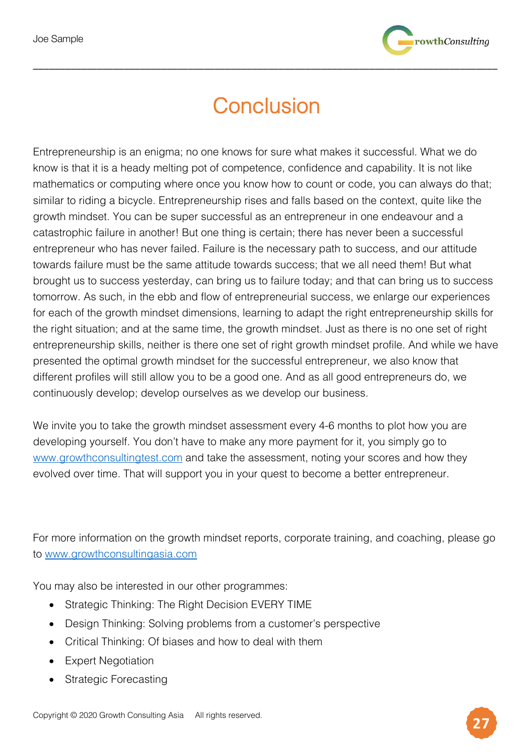# Conclusion

Entrepreneurship is an enigma; no one knows for sure what makes it successful. What we do know is that it is a heady melting pot of competence, confidence and capability. It is not like mathematics or computing where once you know how to count or code, you can always do that; similar to riding a bicycle. Entrepreneurship rises and falls based on the context, quite like the growth mindset. You can be super successful as an entrepreneur in one endeavour and a catastrophic failure in another! But one thing is certain; there has never been a successful entrepreneur who has never failed. Failure is the necessary path to success, and our attitude towards failure must be the same attitude towards success; that we all need them! But what brought us to success yesterday, can bring us to failure today; and that can bring us to success tomorrow. As such, in the ebb and flow of entrepreneurial success, we enlarge our experiences for each of the growth mindset dimensions, learning to adapt the right entrepreneurship skills for the right situation; and at the same time, the growth mindset. Just as there is no one set of right entrepreneurship skills, neither is there one set of right growth mindset profile. And while we have presented the optimal growth mindset for the successful entrepreneur, we also know that different profiles will still allow you to be a good one. And as all good entrepreneurs do, we continuously develop; develop ourselves as we develop our business.

We invite you to take the growth mindset assessment every 4-6 months to plot how you are developing yourself. You don't have to make any more payment for it, you simply go to www.growthconsultingtest.com and take the assessment, noting your scores and how they evolved over time. That will support you in your quest to become a better entrepreneur.

For more information on the growth mindset reports, corporate training, and coaching, please go to www.growthconsultingasia.com

You may also be interested in our other programmes:

- Strategic Thinking: The Right Decision EVERY TIME
- Design Thinking: Solving problems from a customer's perspective
- Critical Thinking: Of biases and how to deal with them
- Expert Negotiation
- Strategic Forecasting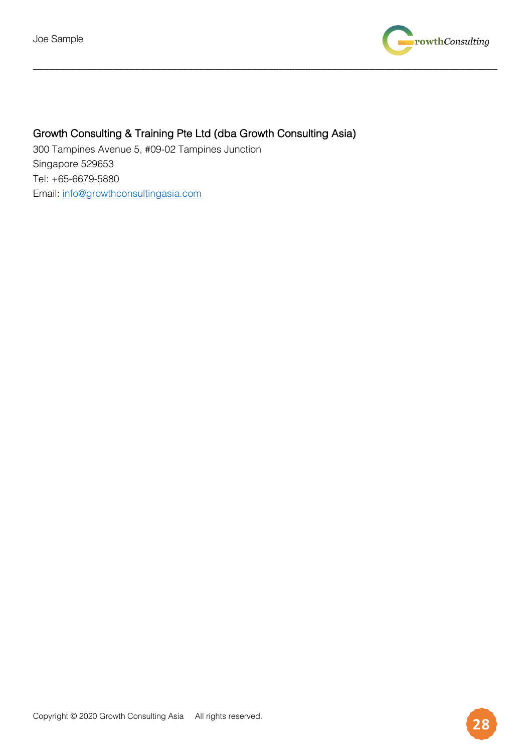**Growth Consulting & Training Pte Ltd (dba Growth Consulting Asia)**

300 Tampines Avenue 5, #09-02 Tampines Junction
Singapore 529653
Tel: +65-6679-5880
Email: info@growthconsultingasia.com